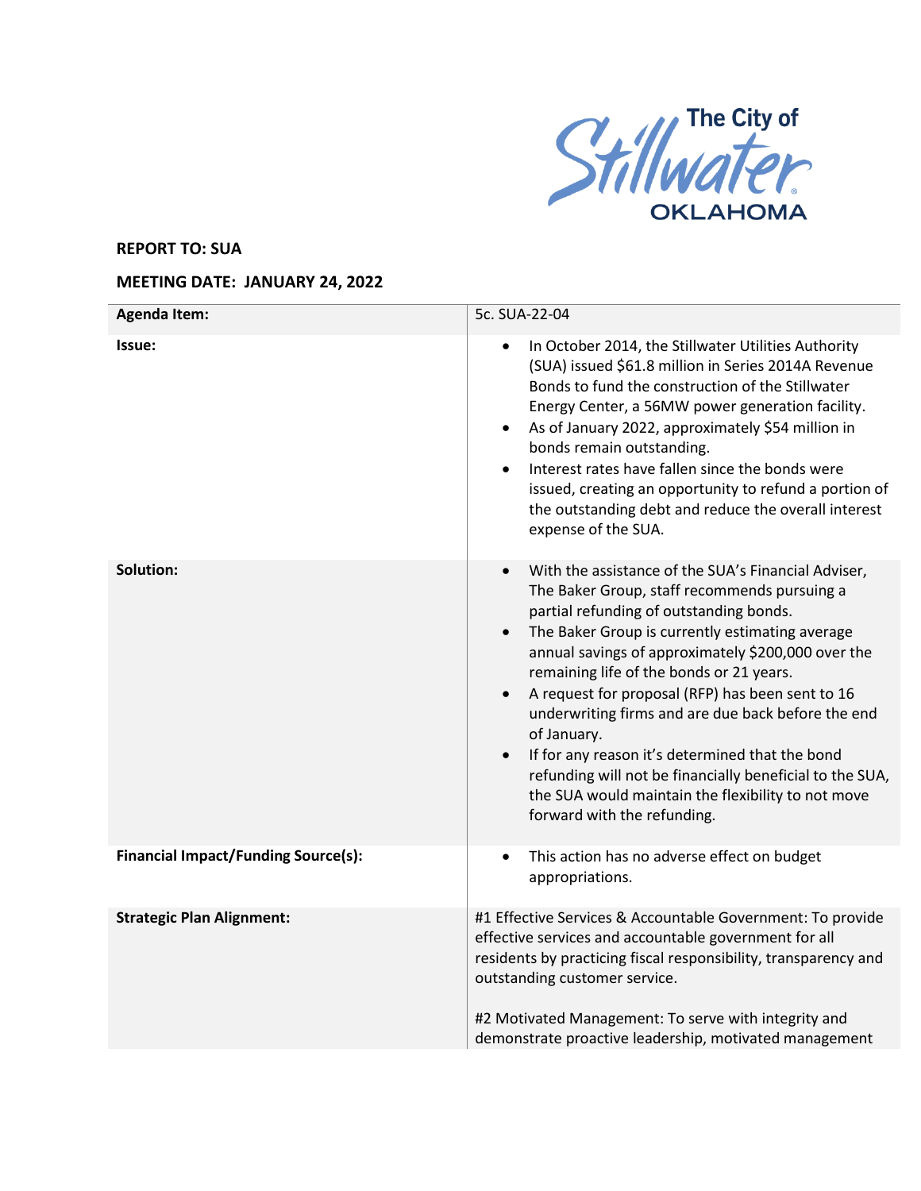The City of Stillwater OKLAHOMA

**REPORT TO: SUA**

**MEETING DATE: JANUARY 24, 2022**

| **Agenda Item:** | 5c. SUA-22-04 |
|---|---|
| **Issue:** | • In October 2014, the Stillwater Utilities Authority (SUA) issued \$61.8 million in Series 2014A Revenue Bonds to fund the construction of the Stillwater Energy Center, a 56MW power generation facility.<br>• As of January 2022, approximately \$54 million in bonds remain outstanding.<br>• Interest rates have fallen since the bonds were issued, creating an opportunity to refund a portion of the outstanding debt and reduce the overall interest expense of the SUA. |
| **Solution:** | • With the assistance of the SUA's Financial Adviser, The Baker Group, staff recommends pursuing a partial refunding of outstanding bonds.<br>• The Baker Group is currently estimating average annual savings of approximately \$200,000 over the remaining life of the bonds or 21 years.<br>• A request for proposal (RFP) has been sent to 16 underwriting firms and are due back before the end of January.<br>• If for any reason it's determined that the bond refunding will not be financially beneficial to the SUA, the SUA would maintain the flexibility to not move forward with the refunding. |
| **Financial Impact/Funding Source(s):** | • This action has no adverse effect on budget appropriations. |
| **Strategic Plan Alignment:** | #1 Effective Services & Accountable Government: To provide effective services and accountable government for all residents by practicing fiscal responsibility, transparency and outstanding customer service.<br><br>#2 Motivated Management: To serve with integrity and demonstrate proactive leadership, motivated management |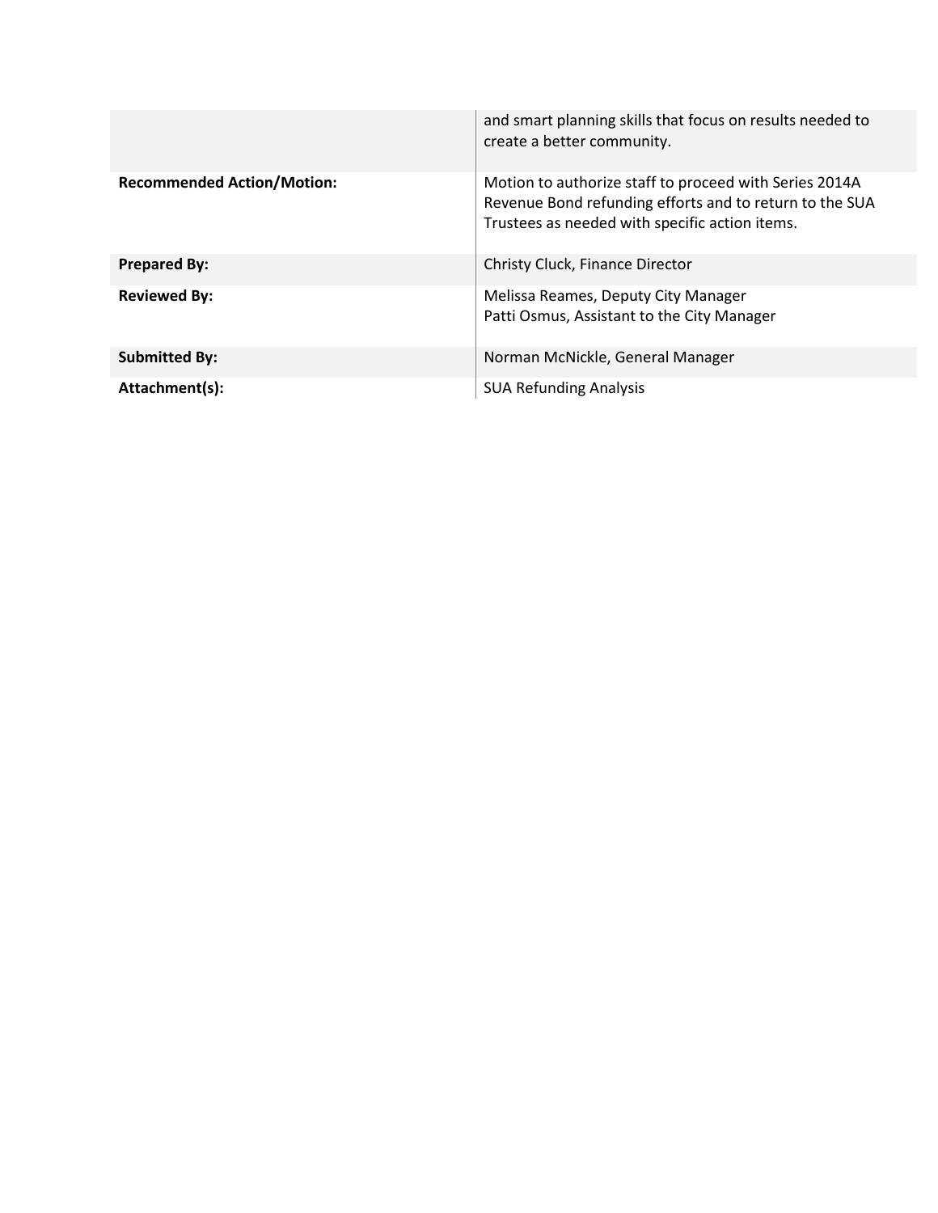| | |
|---|---|
| | and smart planning skills that focus on results needed to create a better community. |
| **Recommended Action/Motion:** | Motion to authorize staff to proceed with Series 2014A Revenue Bond refunding efforts and to return to the SUA Trustees as needed with specific action items. |
| **Prepared By:** | Christy Cluck, Finance Director |
| **Reviewed By:** | Melissa Reames, Deputy City Manager<br>Patti Osmus, Assistant to the City Manager |
| **Submitted By:** | Norman McNickle, General Manager |
| **Attachment(s):** | SUA Refunding Analysis |